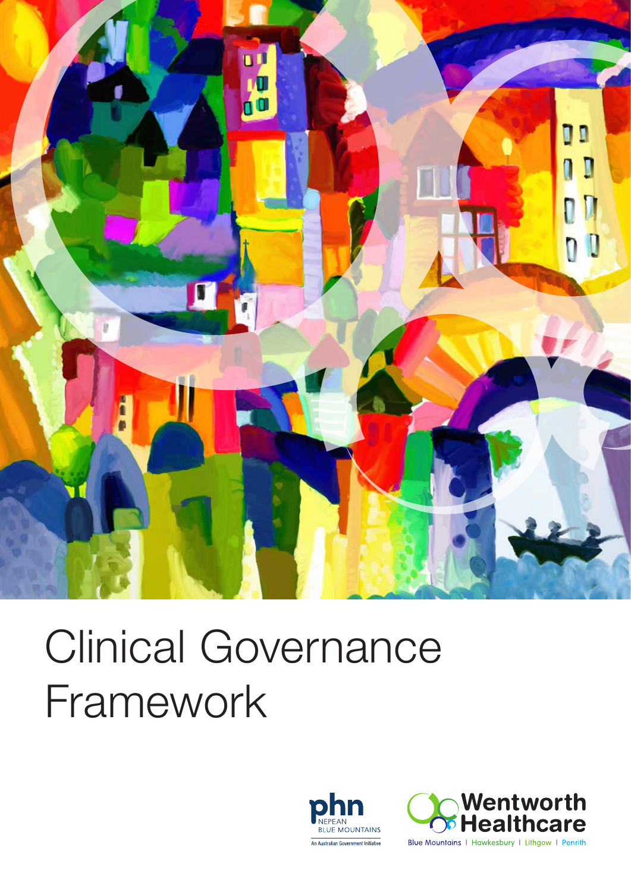# Clinical Governance Framework

phn NEPEAN BLUE MOUNTAINS

An Australian Government Initiative

Wentworth Healthcare

Blue Mountains | Hawkesbury | Lithgow | Penrith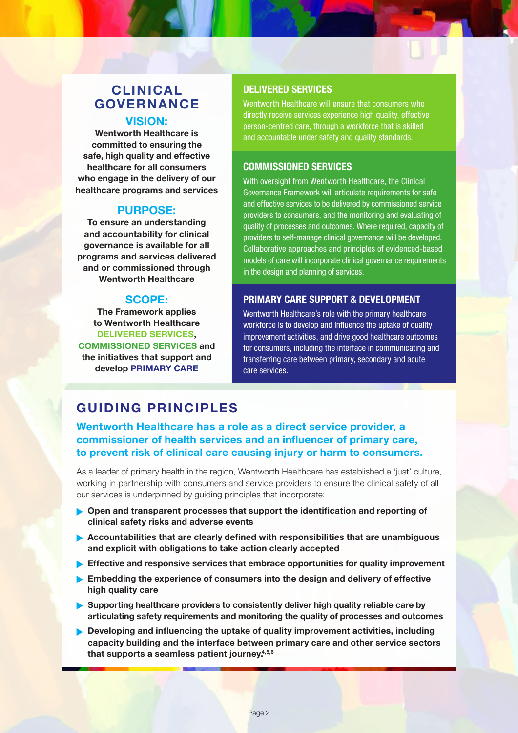## CLINICAL GOVERNANCE

### VISION:

**Wentworth Healthcare is committed to ensuring the safe, high quality and effective healthcare for all consumers who engage in the delivery of our healthcare programs and services**

### PURPOSE:

**To ensure an understanding and accountability for clinical governance is available for all programs and services delivered and or commissioned through Wentworth Healthcare**

### SCOPE:

**The Framework applies to Wentworth Healthcare DELIVERED SERVICES, COMMISSIONED SERVICES and the initiatives that support and develop PRIMARY CARE**

### DELIVERED SERVICES

Wentworth Healthcare will ensure that consumers who directly receive services experience high quality, effective person-centred care, through a workforce that is skilled and accountable under safety and quality standards.

### COMMISSIONED SERVICES

With oversight from Wentworth Healthcare, the Clinical Governance Framework will articulate requirements for safe and effective services to be delivered by commissioned service providers to consumers, and the monitoring and evaluating of quality of processes and outcomes. Where required, capacity of providers to self-manage clinical governance will be developed. Collaborative approaches and principles of evidenced-based models of care will incorporate clinical governance requirements in the design and planning of services.

### PRIMARY CARE SUPPORT & DEVELOPMENT

Wentworth Healthcare's role with the primary healthcare workforce is to develop and influence the uptake of quality improvement activities, and drive good healthcare outcomes for consumers, including the interface in communicating and transferring care between primary, secondary and acute care services.

## GUIDING PRINCIPLES

**Wentworth Healthcare has a role as a direct service provider, a commissioner of health services and an influencer of primary care, to prevent risk of clinical care causing injury or harm to consumers.**

As a leader of primary health in the region, Wentworth Healthcare has established a 'just' culture, working in partnership with consumers and service providers to ensure the clinical safety of all our services is underpinned by guiding principles that incorporate:

- **Open and transparent processes that support the identification and reporting of clinical safety risks and adverse events**
- **Accountabilities that are clearly defined with responsibilities that are unambiguous and explicit with obligations to take action clearly accepted**
- **Effective and responsive services that embrace opportunities for quality improvement**
- **Embedding the experience of consumers into the design and delivery of effective high quality care**
- **Supporting healthcare providers to consistently deliver high quality reliable care by articulating safety requirements and monitoring the quality of processes and outcomes**
- **Developing and influencing the uptake of quality improvement activities, including capacity building and the interface between primary care and other service sectors that supports a seamless patient journey.**[4,5,6]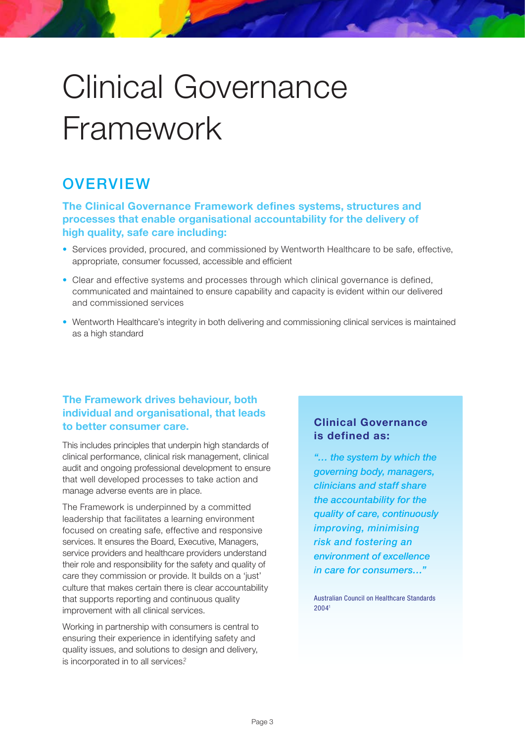# Clinical Governance Framework

## OVERVIEW

**The Clinical Governance Framework defines systems, structures and processes that enable organisational accountability for the delivery of high quality, safe care including:**

- Services provided, procured, and commissioned by Wentworth Healthcare to be safe, effective, appropriate, consumer focussed, accessible and efficient
- Clear and effective systems and processes through which clinical governance is defined, communicated and maintained to ensure capability and capacity is evident within our delivered and commissioned services
- Wentworth Healthcare's integrity in both delivering and commissioning clinical services is maintained as a high standard

### The Framework drives behaviour, both individual and organisational, that leads to better consumer care.

This includes principles that underpin high standards of clinical performance, clinical risk management, clinical audit and ongoing professional development to ensure that well developed processes to take action and manage adverse events are in place.

The Framework is underpinned by a committed leadership that facilitates a learning environment focused on creating safe, effective and responsive services. It ensures the Board, Executive, Managers, service providers and healthcare providers understand their role and responsibility for the safety and quality of care they commission or provide. It builds on a 'just' culture that makes certain there is clear accountability that supports reporting and continuous quality improvement with all clinical services.

Working in partnership with consumers is central to ensuring their experience in identifying safety and quality issues, and solutions to design and delivery, is incorporated in to all services.[2]

**Clinical Governance is defined as:**

***"… the system by which the governing body, managers, clinicians and staff share the accountability for the quality of care, continuously improving, minimising risk and fostering an environment of excellence in care for consumers…"***

Australian Council on Healthcare Standards 2004[1]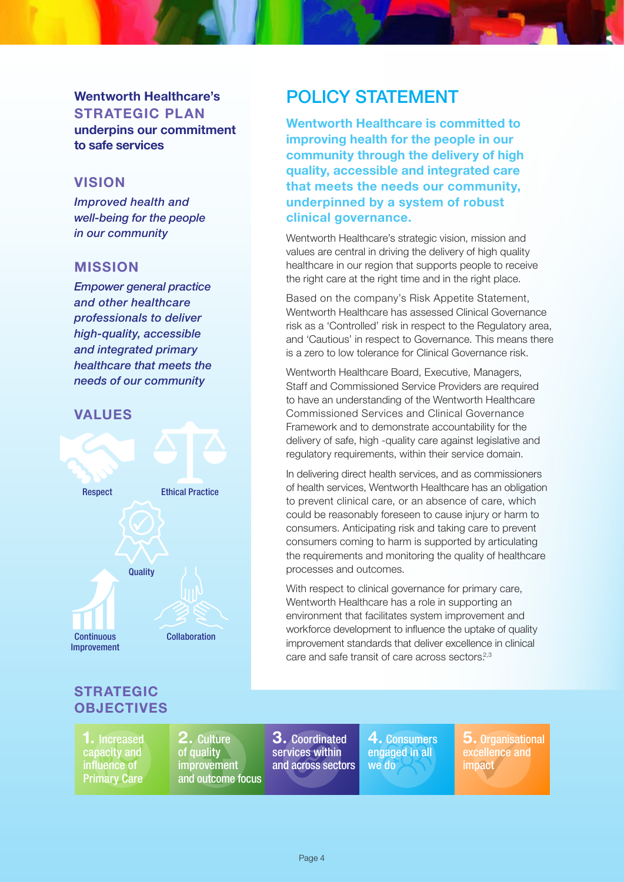**Wentworth Healthcare's STRATEGIC PLAN underpins our commitment to safe services**

## VISION

*Improved health and well-being for the people in our community*

## MISSION

*Empower general practice and other healthcare professionals to deliver high-quality, accessible and integrated primary healthcare that meets the needs of our community*

## VALUES

- Respect
- Ethical Practice
- Quality
- Continuous Improvement
- Collaboration

# POLICY STATEMENT

**Wentworth Healthcare is committed to improving health for the people in our community through the delivery of high quality, accessible and integrated care that meets the needs our community, underpinned by a system of robust clinical governance.**

Wentworth Healthcare's strategic vision, mission and values are central in driving the delivery of high quality healthcare in our region that supports people to receive the right care at the right time and in the right place.

Based on the company's Risk Appetite Statement, Wentworth Healthcare has assessed Clinical Governance risk as a 'Controlled' risk in respect to the Regulatory area, and 'Cautious' in respect to Governance. This means there is a zero to low tolerance for Clinical Governance risk.

Wentworth Healthcare Board, Executive, Managers, Staff and Commissioned Service Providers are required to have an understanding of the Wentworth Healthcare Commissioned Services and Clinical Governance Framework and to demonstrate accountability for the delivery of safe, high -quality care against legislative and regulatory requirements, within their service domain.

In delivering direct health services, and as commissioners of health services, Wentworth Healthcare has an obligation to prevent clinical care, or an absence of care, which could be reasonably foreseen to cause injury or harm to consumers. Anticipating risk and taking care to prevent consumers coming to harm is supported by articulating the requirements and monitoring the quality of healthcare processes and outcomes.

With respect to clinical governance for primary care, Wentworth Healthcare has a role in supporting an environment that facilitates system improvement and workforce development to influence the uptake of quality improvement standards that deliver excellence in clinical care and safe transit of care across sectors.[2,3]

## STRATEGIC OBJECTIVES

1. Increased capacity and influence of Primary Care
2. Culture of quality improvement and outcome focus
3. Coordinated services within and across sectors
4. Consumers engaged in all we do
5. Organisational excellence and impact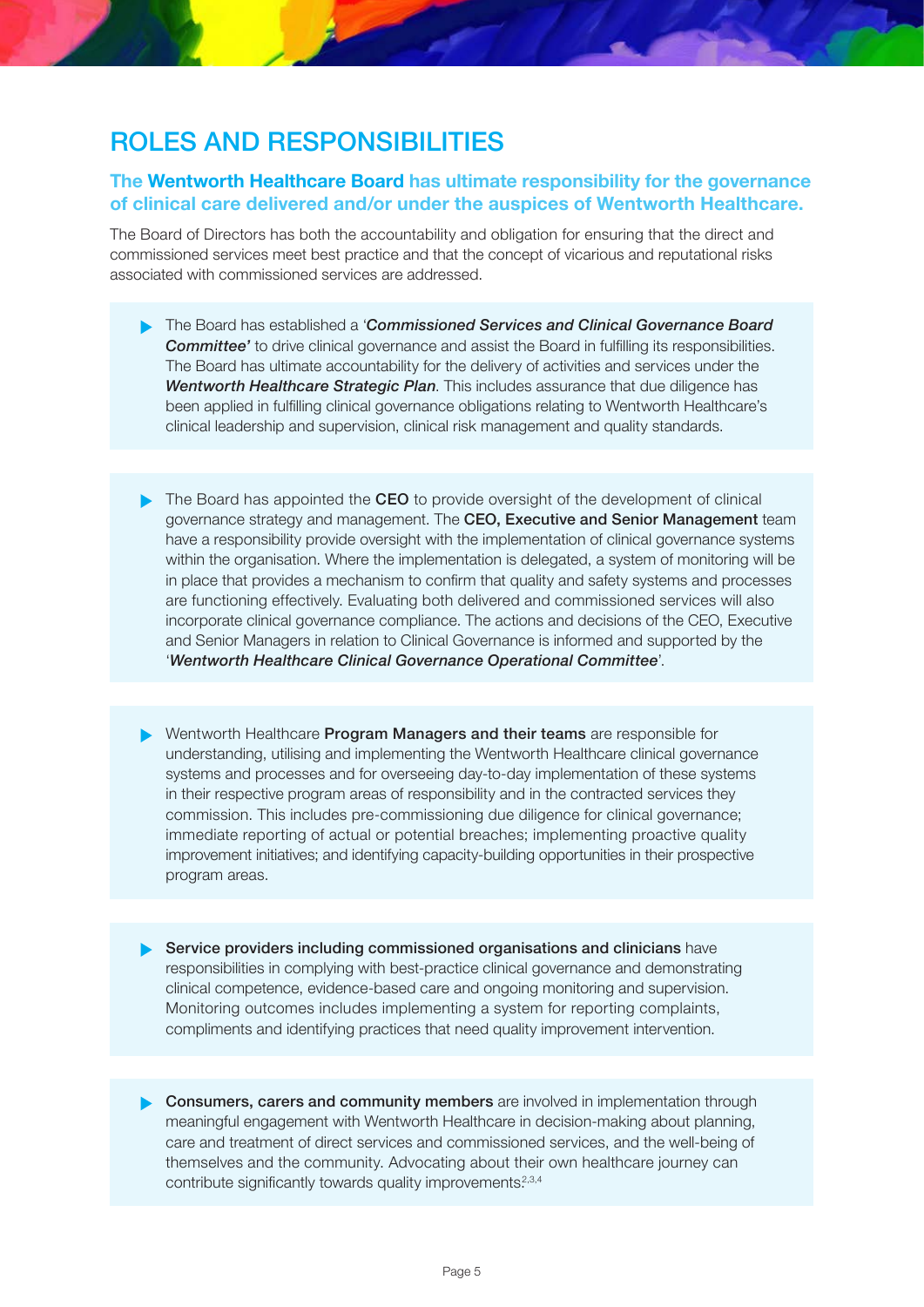# ROLES AND RESPONSIBILITIES

## The **Wentworth Healthcare Board** has ultimate responsibility for the governance of clinical care delivered and/or under the auspices of Wentworth Healthcare.

The Board of Directors has both the accountability and obligation for ensuring that the direct and commissioned services meet best practice and that the concept of vicarious and reputational risks associated with commissioned services are addressed.

- The Board has established a '***Commissioned Services and Clinical Governance Board Committee'*** to drive clinical governance and assist the Board in fulfilling its responsibilities. The Board has ultimate accountability for the delivery of activities and services under the ***Wentworth Healthcare Strategic Plan***. This includes assurance that due diligence has been applied in fulfilling clinical governance obligations relating to Wentworth Healthcare's clinical leadership and supervision, clinical risk management and quality standards.

- The Board has appointed the **CEO** to provide oversight of the development of clinical governance strategy and management. The **CEO, Executive and Senior Management** team have a responsibility provide oversight with the implementation of clinical governance systems within the organisation. Where the implementation is delegated, a system of monitoring will be in place that provides a mechanism to confirm that quality and safety systems and processes are functioning effectively. Evaluating both delivered and commissioned services will also incorporate clinical governance compliance. The actions and decisions of the CEO, Executive and Senior Managers in relation to Clinical Governance is informed and supported by the '***Wentworth Healthcare Clinical Governance Operational Committee***'.

- Wentworth Healthcare **Program Managers and their teams** are responsible for understanding, utilising and implementing the Wentworth Healthcare clinical governance systems and processes and for overseeing day-to-day implementation of these systems in their respective program areas of responsibility and in the contracted services they commission. This includes pre-commissioning due diligence for clinical governance; immediate reporting of actual or potential breaches; implementing proactive quality improvement initiatives; and identifying capacity-building opportunities in their prospective program areas.

- **Service providers including commissioned organisations and clinicians** have responsibilities in complying with best-practice clinical governance and demonstrating clinical competence, evidence-based care and ongoing monitoring and supervision. Monitoring outcomes includes implementing a system for reporting complaints, compliments and identifying practices that need quality improvement intervention.

- **Consumers, carers and community members** are involved in implementation through meaningful engagement with Wentworth Healthcare in decision-making about planning, care and treatment of direct services and commissioned services, and the well-being of themselves and the community. Advocating about their own healthcare journey can contribute significantly towards quality improvements.[2,3,4]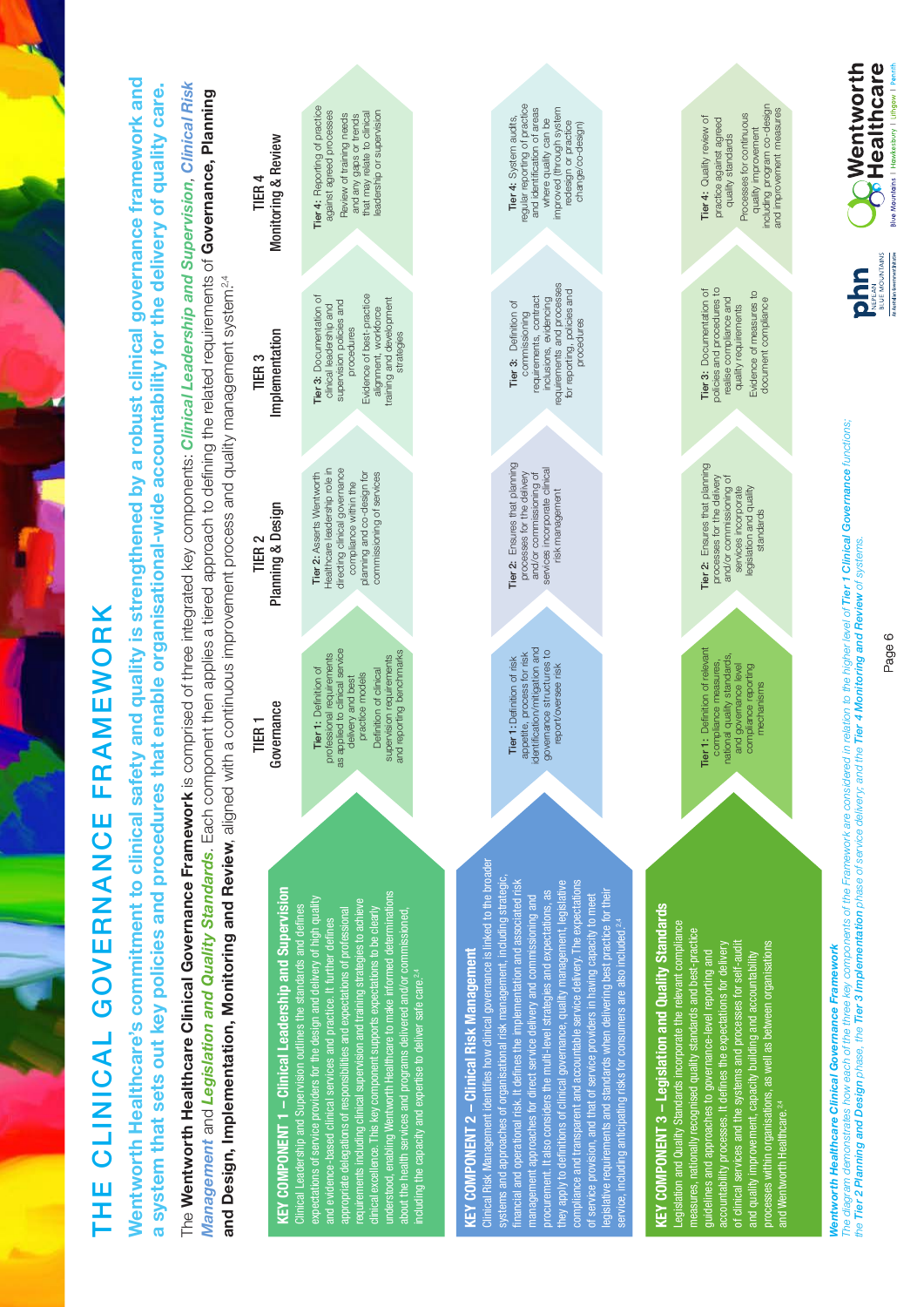# THE CLINICAL GOVERNANCE FRAMEWORK

## Wentworth Healthcare's commitment to clinical safety and quality is strengthened by a robust clinical governance framework and a system that sets out key policies and procedures that enable organisational-wide accountability for the delivery of quality care.

The **Wentworth Healthcare Clinical Governance Framework** is comprised of three integrated key components: ***Clinical Leadership and Supervision***, ***Clinical Risk Management*** and ***Legislation and Quality Standards***. Each component then applies a tiered approach to defining the related requirements of **Governance, Planning and Design, Implementation, Monitoring and Review**, aligned with a continuous improvement process and quality management system.[2,4]

| Key Component | TIER 1 Governance | TIER 2 Planning & Design | TIER 3 Implementation | TIER 4 Monitoring & Review |
|---|---|---|---|---|
| **KEY COMPONENT 1 – Clinical Leadership and Supervision**<br>Clinical Leadership and Supervision outlines the standards and defines expectations of service providers for the design and delivery of high quality and evidence-based clinical services and practice. It further defines appropriate delegations of responsibilities and expectations of professional requirements including clinical supervision and training strategies to achieve clinical excellence. This key component supports expectations to be clearly understood, enabling Wentworth Healthcare to make informed determinations about the health services and programs delivered and/or commissioned, including the capacity and expertise to deliver safe care.[2,4] | **Tier 1:** Definition of professional requirements as applied to clinical service delivery and best practice models<br>Definition of clinical supervision requirements and reporting benchmarks | **Tier 2:** Asserts Wentworth Healthcare leadership role in directing clinical governance compliance within the planning and co-design for commissioning of services | **Tier 3:** Documentation of clinical leadership and supervision policies and procedures<br>Evidence of best-practice alignment, workforce training and development strategies | **Tier 4:** Reporting of practice against agreed processes<br>Review of training needs and any gaps or trends that may relate to clinical leadership or supervision |
| **KEY COMPONENT 2 – Clinical Risk Management**<br>Clinical Risk Management identifies how clinical governance is linked to the broader systems and approaches of organisational risk management, including strategic, financial and operational risk. It defines the implementation and associated risk management approaches for direct service delivery and commissioning and procurement. It also considers the multi-level strategies and expectations, as they apply to definitions of clinical governance, quality management, legislative compliance and transparent and accountable service delivery. The expectations of service provision, and that of service providers in having capacity to meet legislative requirements and standards when delivering best practice for their service, including anticipating risks for consumers are also included.[2,4] | **Tier 1:** Definition of risk appetite, process for risk identification, mitigation and governance structures to report/oversee risk | **Tier 2:** Ensures that planning processes for the delivery and/or commissioning of services incorporate clinical risk management | **Tier 3:** Definition of commissioning requirements, contract inclusions, evidencing requirements and processes for reporting, policies and procedures | **Tier 4:** System audits, regular reporting of practice and identification of areas where quality can be improved (through system redesign or practice change/co-design) |
| **KEY COMPONENT 3 – Legislation and Quality Standards**<br>Legislation and Quality Standards incorporate the relevant compliance measures, nationally recognised quality standards and best-practice guidelines and approaches to governance-level reporting and accountability processes. It defines the expectations for delivery of clinical services and the systems and processes for self-audit and quality improvement, capacity building and accountability processes within organisations, as well as between organisations and Wentworth Healthcare.[2,4] | **Tier 1:** Definition of relevant compliance measures, national quality standards, and governance level compliance reporting mechanisms | **Tier 2:** Ensures that planning processes for the delivery and/or commissioning of services incorporate legislation and quality standards | **Tier 3:** Documentation of policies and procedures to realise compliance and quality requirements<br>Evidence of measures to document compliance | **Tier 4:** Quality review of practice against agreed quality standards<br>Processes for continuous quality improvement including program co-design and improvement measures |

***Wentworth Healthcare Clinical Governance Framework***

*The diagram demonstrates how each of the three key components of the Framework are considered in relation to the higher level of **Tier 1 Clinical Governance** functions; the **Tier 2 Planning and Design** phase, the **Tier 3 Implementation** phase of service delivery; and the **Tier 4 Monitoring and Review** of systems.*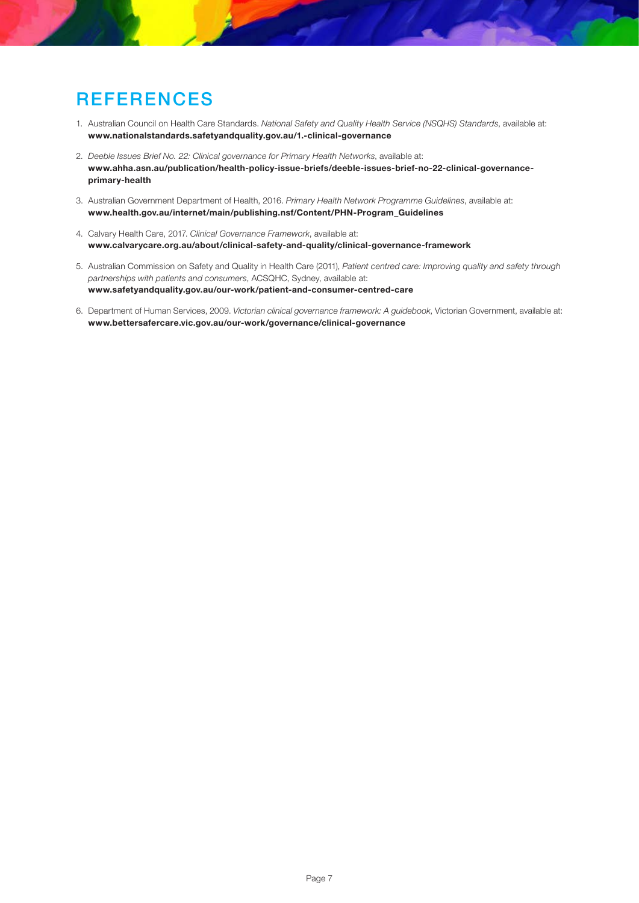# REFERENCES

1. Australian Council on Health Care Standards. *National Safety and Quality Health Service (NSQHS) Standards*, available at: **www.nationalstandards.safetyandquality.gov.au/1.-clinical-governance**

2. *Deeble Issues Brief No. 22: Clinical governance for Primary Health Networks*, available at: **www.ahha.asn.au/publication/health-policy-issue-briefs/deeble-issues-brief-no-22-clinical-governance-primary-health**

3. Australian Government Department of Health, 2016. *Primary Health Network Programme Guidelines*, available at: **www.health.gov.au/internet/main/publishing.nsf/Content/PHN-Program_Guidelines**

4. Calvary Health Care, 2017. *Clinical Governance Framework*, available at: **www.calvarycare.org.au/about/clinical-safety-and-quality/clinical-governance-framework**

5. Australian Commission on Safety and Quality in Health Care (2011), *Patient centred care: Improving quality and safety through partnerships with patients and consumers*, ACSQHC, Sydney, available at: **www.safetyandquality.gov.au/our-work/patient-and-consumer-centred-care**

6. Department of Human Services, 2009. *Victorian clinical governance framework: A guidebook*, Victorian Government, available at: **www.bettersafercare.vic.gov.au/our-work/governance/clinical-governance**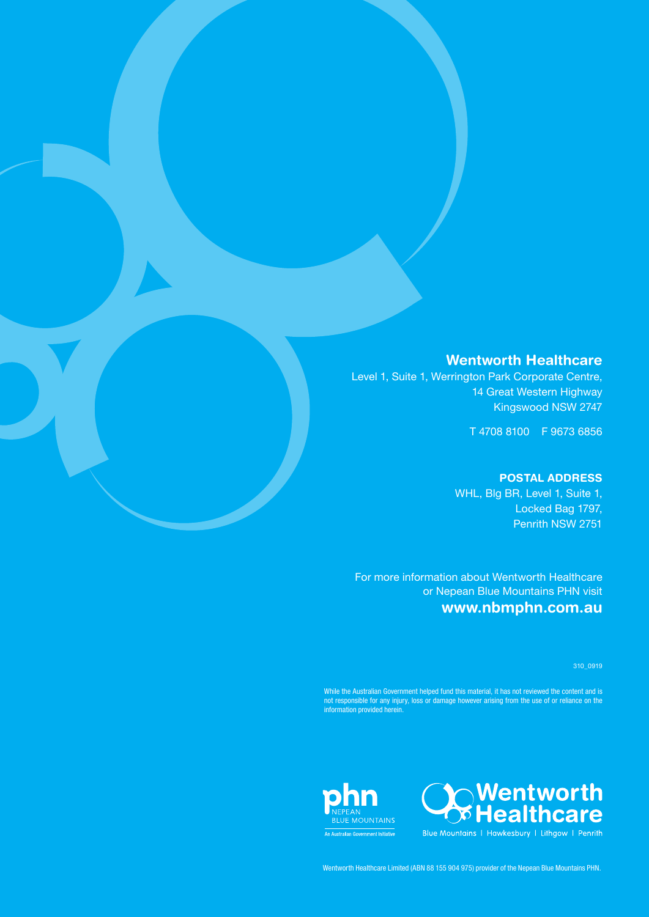## Wentworth Healthcare

Level 1, Suite 1, Werrington Park Corporate Centre,
14 Great Western Highway
Kingswood NSW 2747

T 4708 8100 F 9673 6856

**POSTAL ADDRESS**

WHL, Blg BR, Level 1, Suite 1,
Locked Bag 1797,
Penrith NSW 2751

For more information about Wentworth Healthcare or Nepean Blue Mountains PHN visit
**www.nbmphn.com.au**

310_0919

While the Australian Government helped fund this material, it has not reviewed the content and is not responsible for any injury, loss or damage however arising from the use of or reliance on the information provided herein.

phn NEPEAN BLUE MOUNTAINS
An Australian Government Initiative

Wentworth Healthcare
Blue Mountains | Hawkesbury | Lithgow | Penrith

Wentworth Healthcare Limited (ABN 88 155 904 975) provider of the Nepean Blue Mountains PHN.